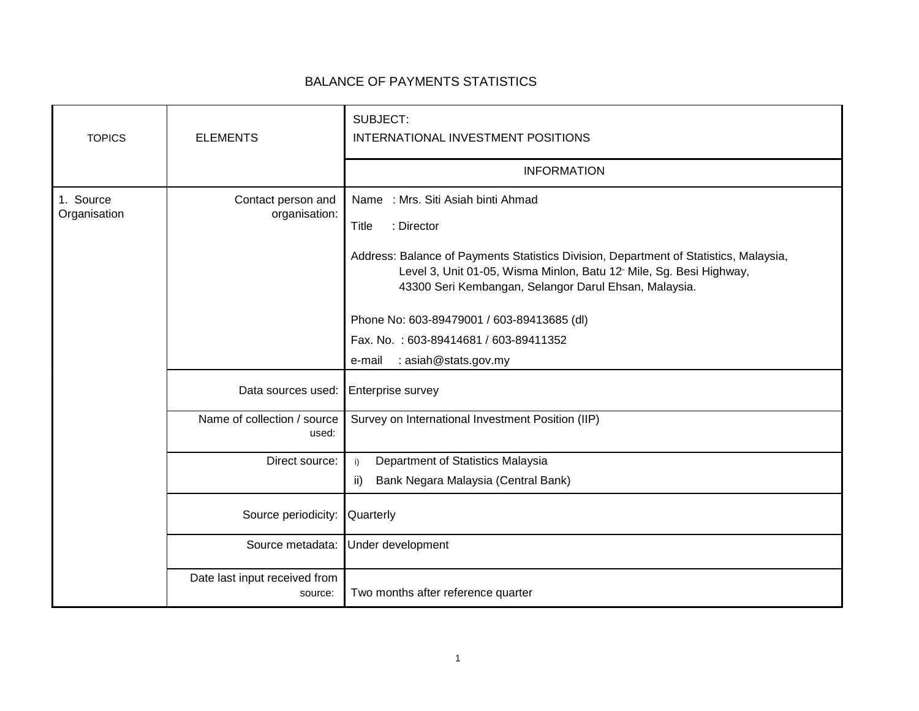# BALANCE OF PAYMENTS STATISTICS

| TOPICS | ELEMENTS | SUBJECT: INTERNATIONAL INVESTMENT POSITIONS |
|---|---|---|
| | | INFORMATION |
| 1. Source Organisation | Contact person and organisation: | Name : Mrs. Siti Asiah binti Ahmad<br>Title : Director<br>Address: Balance of Payments Statistics Division, Department of Statistics, Malaysia, Level 3, Unit 01-05, Wisma Minlon, Batu 12th Mile, Sg. Besi Highway, 43300 Seri Kembangan, Selangor Darul Ehsan, Malaysia.<br>Phone No: 603-89479001 / 603-89413685 (dl)<br>Fax. No. : 603-89414681 / 603-89411352<br>e-mail : asiah@stats.gov.my |
| | Data sources used: | Enterprise survey |
| | Name of collection / source used: | Survey on International Investment Position (IIP) |
| | Direct source: | i) Department of Statistics Malaysia<br>ii) Bank Negara Malaysia (Central Bank) |
| | Source periodicity: | Quarterly |
| | Source metadata: | Under development |
| | Date last input received from source: | Two months after reference quarter |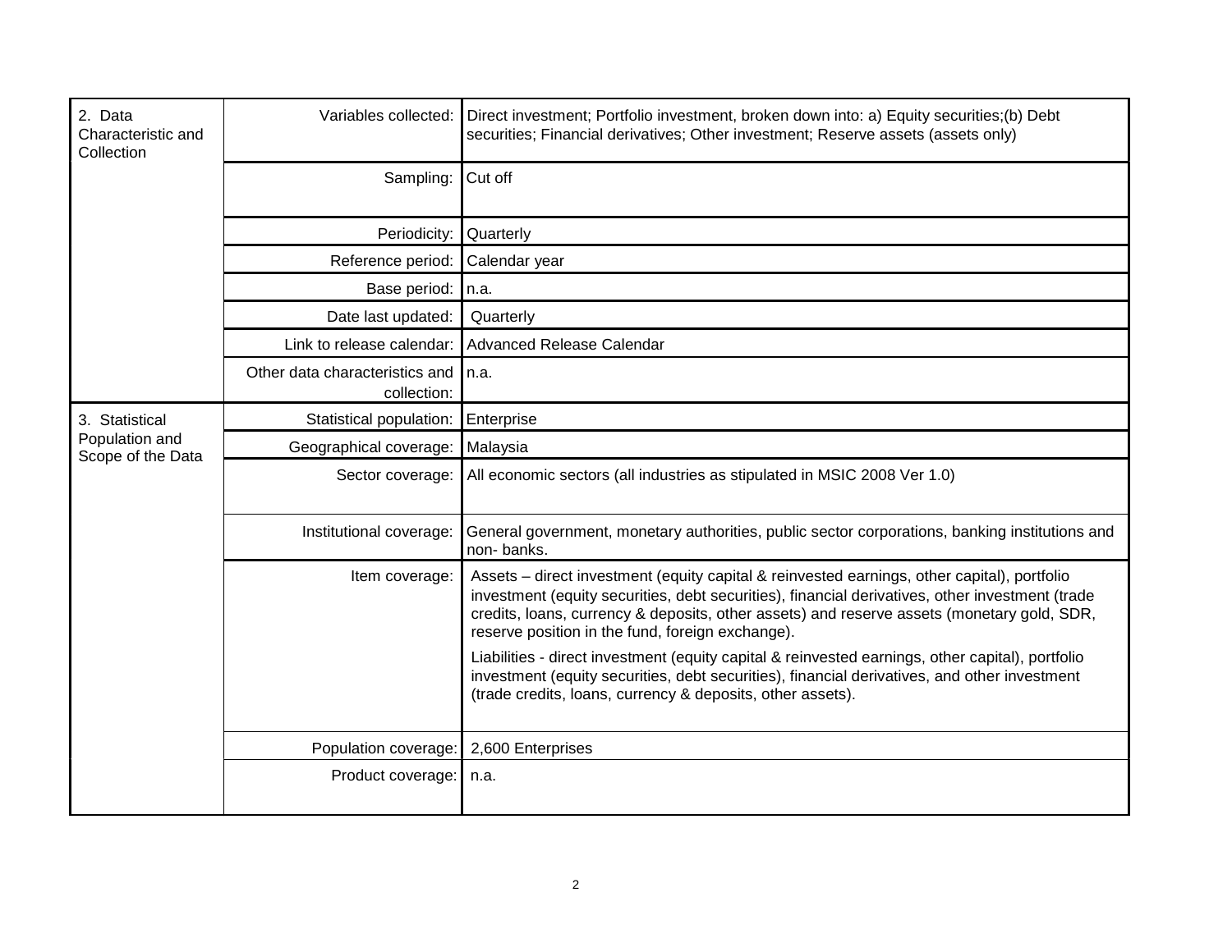| | | |
|---|---|---|
| 2. Data Characteristic and Collection | Variables collected: | Direct investment; Portfolio investment, broken down into: a) Equity securities;(b) Debt securities; Financial derivatives; Other investment; Reserve assets (assets only) |
| | Sampling: | Cut off |
| | Periodicity: | Quarterly |
| | Reference period: | Calendar year |
| | Base period: | n.a. |
| | Date last updated: | Quarterly |
| | Link to release calendar: | Advanced Release Calendar |
| | Other data characteristics and collection: | n.a. |
| 3. Statistical Population and Scope of the Data | Statistical population: | Enterprise |
| | Geographical coverage: | Malaysia |
| | Sector coverage: | All economic sectors (all industries as stipulated in MSIC 2008 Ver 1.0) |
| | Institutional coverage: | General government, monetary authorities, public sector corporations, banking institutions and non- banks. |
| | Item coverage: | Assets – direct investment (equity capital & reinvested earnings, other capital), portfolio investment (equity securities, debt securities), financial derivatives, other investment (trade credits, loans, currency & deposits, other assets) and reserve assets (monetary gold, SDR, reserve position in the fund, foreign exchange).<br><br>Liabilities - direct investment (equity capital & reinvested earnings, other capital), portfolio investment (equity securities, debt securities), financial derivatives, and other investment (trade credits, loans, currency & deposits, other assets). |
| | Population coverage: | 2,600 Enterprises |
| | Product coverage: | n.a. |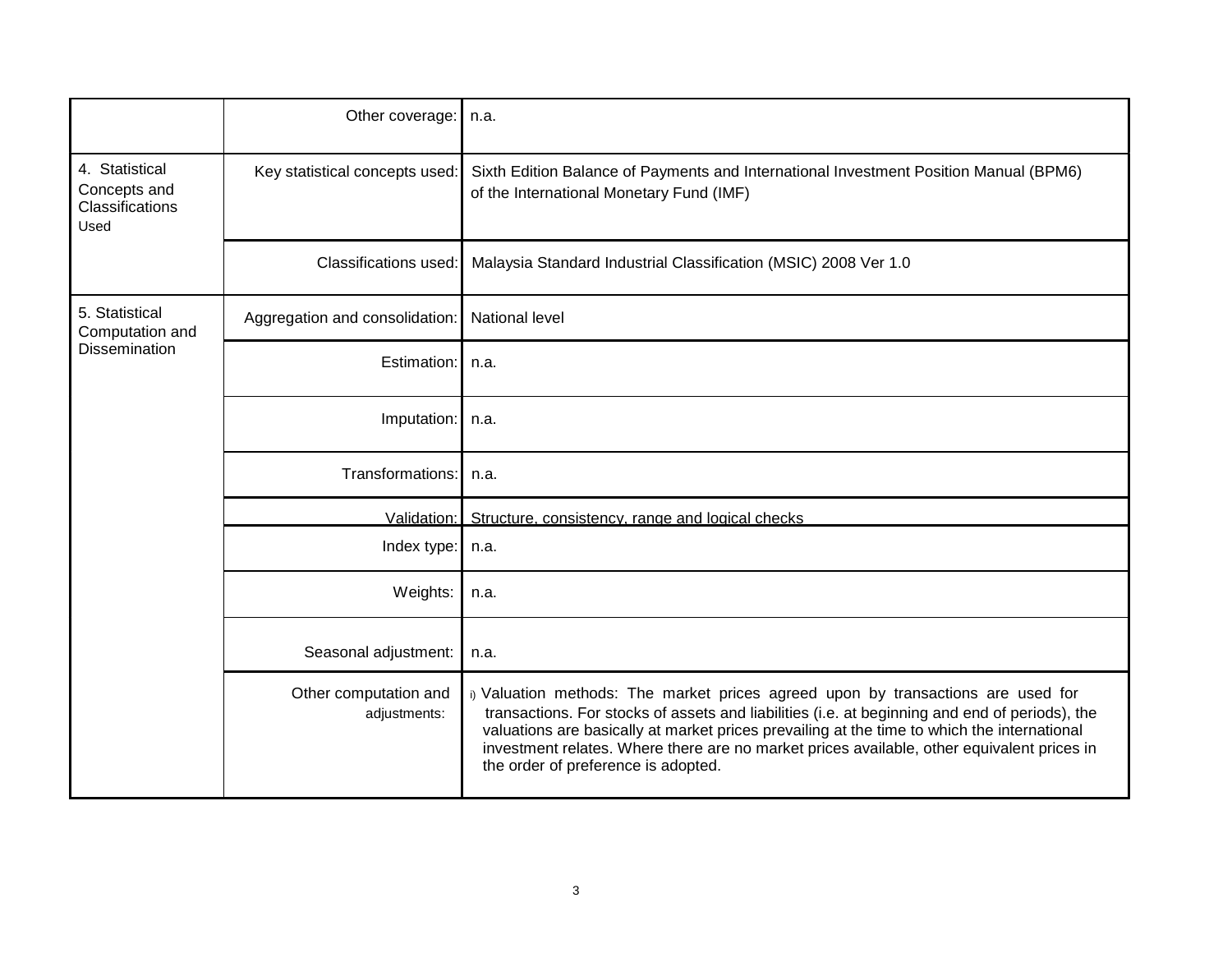| | | |
|---|---|---|
| | Other coverage: | n.a. |
| 4. Statistical Concepts and Classifications Used | Key statistical concepts used: | Sixth Edition Balance of Payments and International Investment Position Manual (BPM6) of the International Monetary Fund (IMF) |
| | Classifications used: | Malaysia Standard Industrial Classification (MSIC) 2008 Ver 1.0 |
| 5. Statistical Computation and Dissemination | Aggregation and consolidation: | National level |
| | Estimation: | n.a. |
| | Imputation: | n.a. |
| | Transformations: | n.a. |
| | Validation: | Structure, consistency, range and logical checks |
| | Index type: | n.a. |
| | Weights: | n.a. |
| | Seasonal adjustment: | n.a. |
| | Other computation and adjustments: | i) Valuation methods: The market prices agreed upon by transactions are used for transactions. For stocks of assets and liabilities (i.e. at beginning and end of periods), the valuations are basically at market prices prevailing at the time to which the international investment relates. Where there are no market prices available, other equivalent prices in the order of preference is adopted. |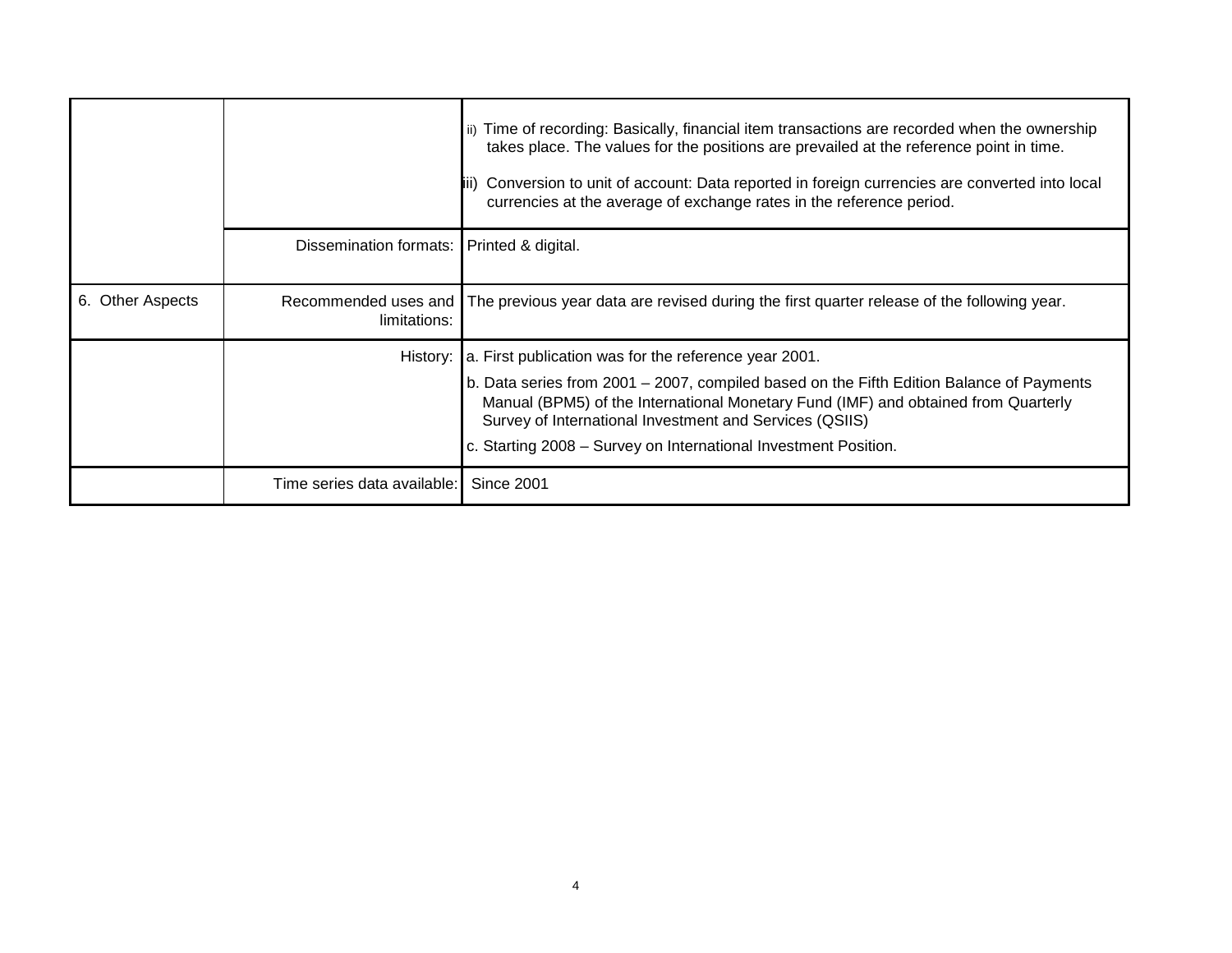| | | |
|---|---|---|
| | | ii) Time of recording: Basically, financial item transactions are recorded when the ownership takes place. The values for the positions are prevailed at the reference point in time.<br><br>iii) Conversion to unit of account: Data reported in foreign currencies are converted into local currencies at the average of exchange rates in the reference period. |
| | Dissemination formats: | Printed & digital. |
| 6. Other Aspects | Recommended uses and limitations: | The previous year data are revised during the first quarter release of the following year. |
| | History: | a. First publication was for the reference year 2001.<br><br>b. Data series from 2001 – 2007, compiled based on the Fifth Edition Balance of Payments Manual (BPM5) of the International Monetary Fund (IMF) and obtained from Quarterly Survey of International Investment and Services (QSIIS)<br><br>c. Starting 2008 – Survey on International Investment Position. |
| | Time series data available: | Since 2001 |